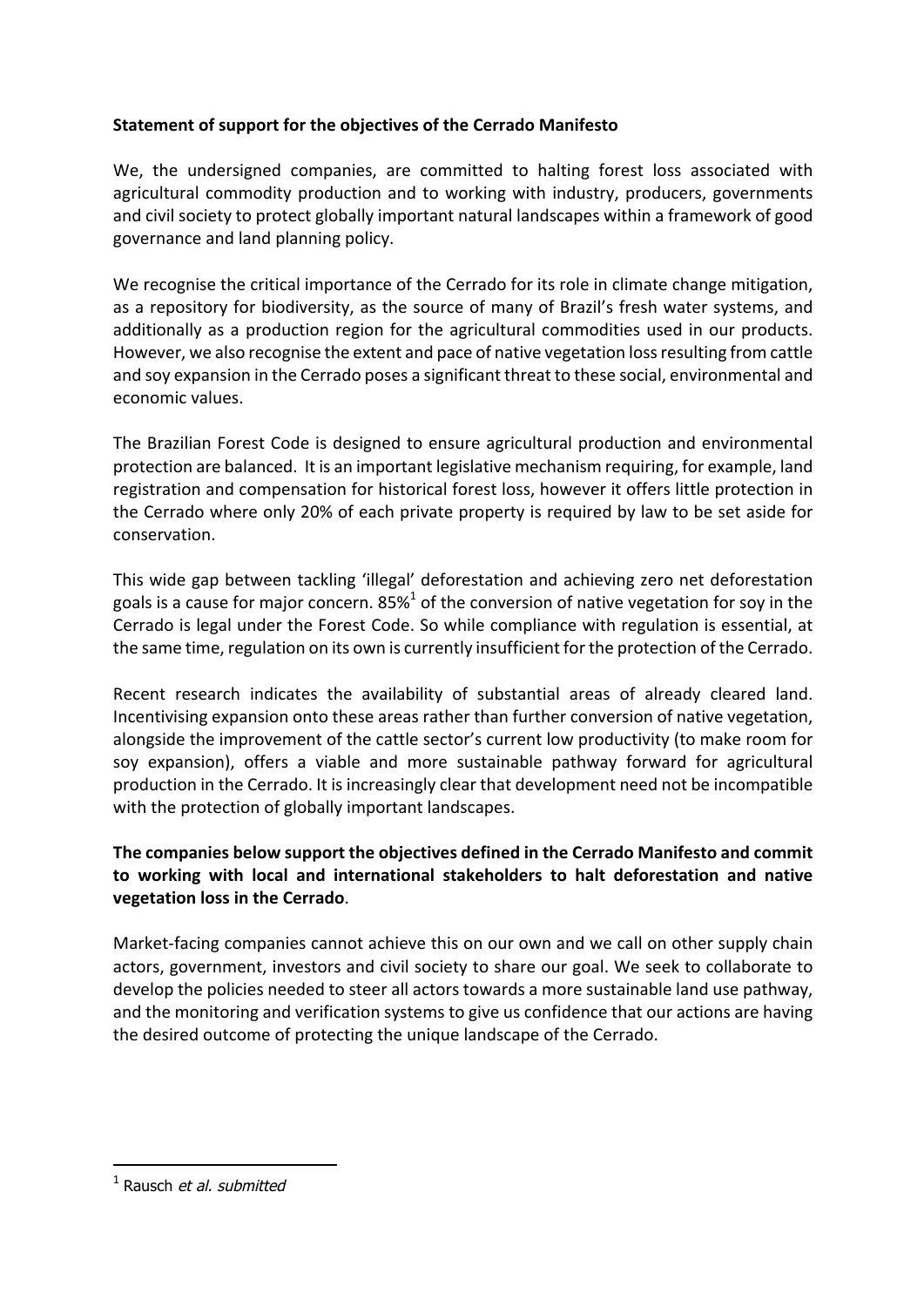**Statement of support for the objectives of the Cerrado Manifesto**

We, the undersigned companies, are committed to halting forest loss associated with agricultural commodity production and to working with industry, producers, governments and civil society to protect globally important natural landscapes within a framework of good governance and land planning policy.

We recognise the critical importance of the Cerrado for its role in climate change mitigation, as a repository for biodiversity, as the source of many of Brazil's fresh water systems, and additionally as a production region for the agricultural commodities used in our products. However, we also recognise the extent and pace of native vegetation loss resulting from cattle and soy expansion in the Cerrado poses a significant threat to these social, environmental and economic values.

The Brazilian Forest Code is designed to ensure agricultural production and environmental protection are balanced. It is an important legislative mechanism requiring, for example, land registration and compensation for historical forest loss, however it offers little protection in the Cerrado where only 20% of each private property is required by law to be set aside for conservation.

This wide gap between tackling 'illegal' deforestation and achieving zero net deforestation goals is a cause for major concern. 85%[1] of the conversion of native vegetation for soy in the Cerrado is legal under the Forest Code. So while compliance with regulation is essential, at the same time, regulation on its own is currently insufficient for the protection of the Cerrado.

Recent research indicates the availability of substantial areas of already cleared land. Incentivising expansion onto these areas rather than further conversion of native vegetation, alongside the improvement of the cattle sector's current low productivity (to make room for soy expansion), offers a viable and more sustainable pathway forward for agricultural production in the Cerrado. It is increasingly clear that development need not be incompatible with the protection of globally important landscapes.

**The companies below support the objectives defined in the Cerrado Manifesto and commit to working with local and international stakeholders to halt deforestation and native vegetation loss in the Cerrado**.

Market-facing companies cannot achieve this on our own and we call on other supply chain actors, government, investors and civil society to share our goal. We seek to collaborate to develop the policies needed to steer all actors towards a more sustainable land use pathway, and the monitoring and verification systems to give us confidence that our actions are having the desired outcome of protecting the unique landscape of the Cerrado.

---

[1] Rausch *et al. submitted*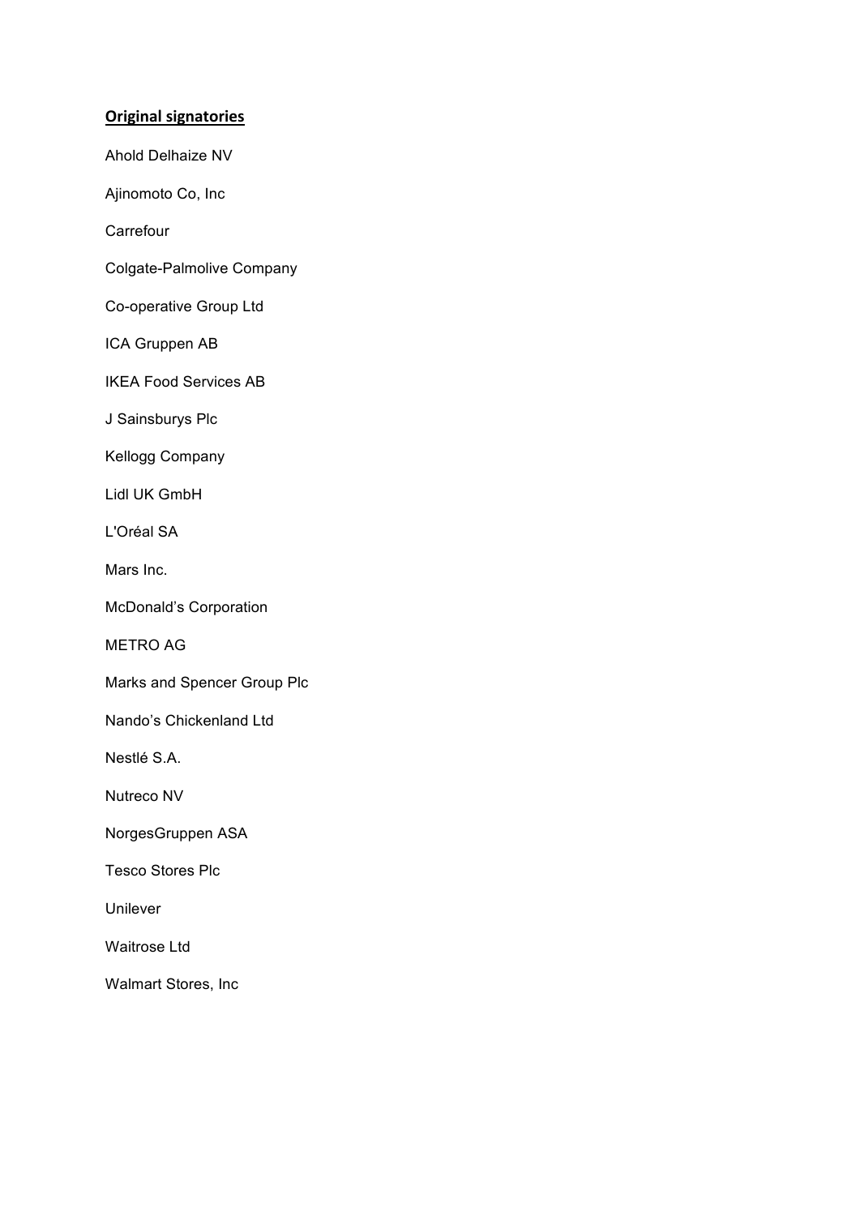**Original signatories**

Ahold Delhaize NV

Ajinomoto Co, Inc

Carrefour

Colgate-Palmolive Company

Co-operative Group Ltd

ICA Gruppen AB

IKEA Food Services AB

J Sainsburys Plc

Kellogg Company

Lidl UK GmbH

L'Oréal SA

Mars Inc.

McDonald's Corporation

METRO AG

Marks and Spencer Group Plc

Nando's Chickenland Ltd

Nestlé S.A.

Nutreco NV

NorgesGruppen ASA

Tesco Stores Plc

Unilever

Waitrose Ltd

Walmart Stores, Inc